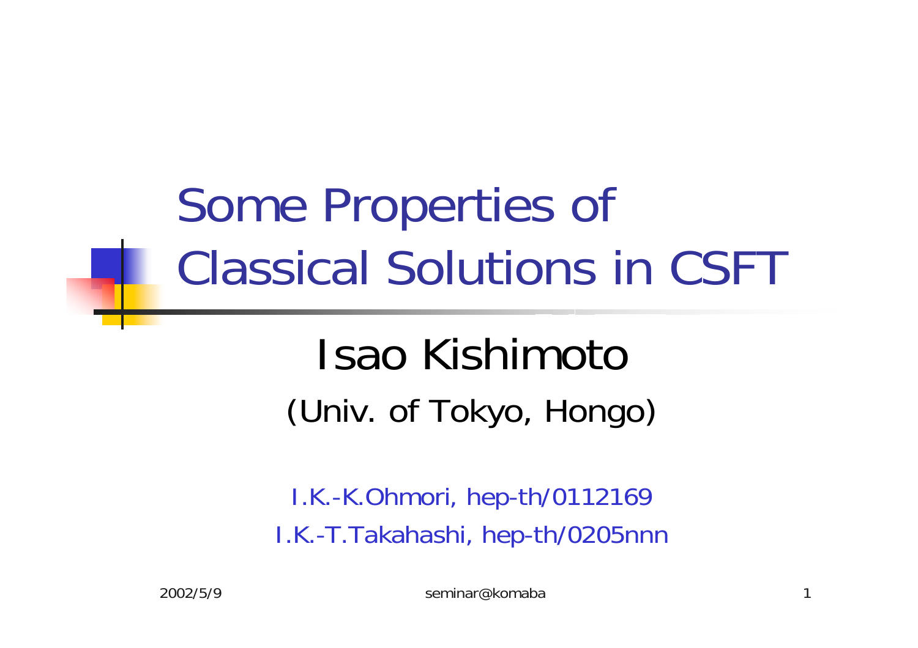# Some Properties of Classical Solutions in CSFT

## Isao Kishimoto

(Univ. of Tokyo, Hongo)

I.K.-K.Ohmori, hep-th/0112169

I.K.-T.Takahashi, hep-th/0205nnn

2002/5/9

seminar@komaba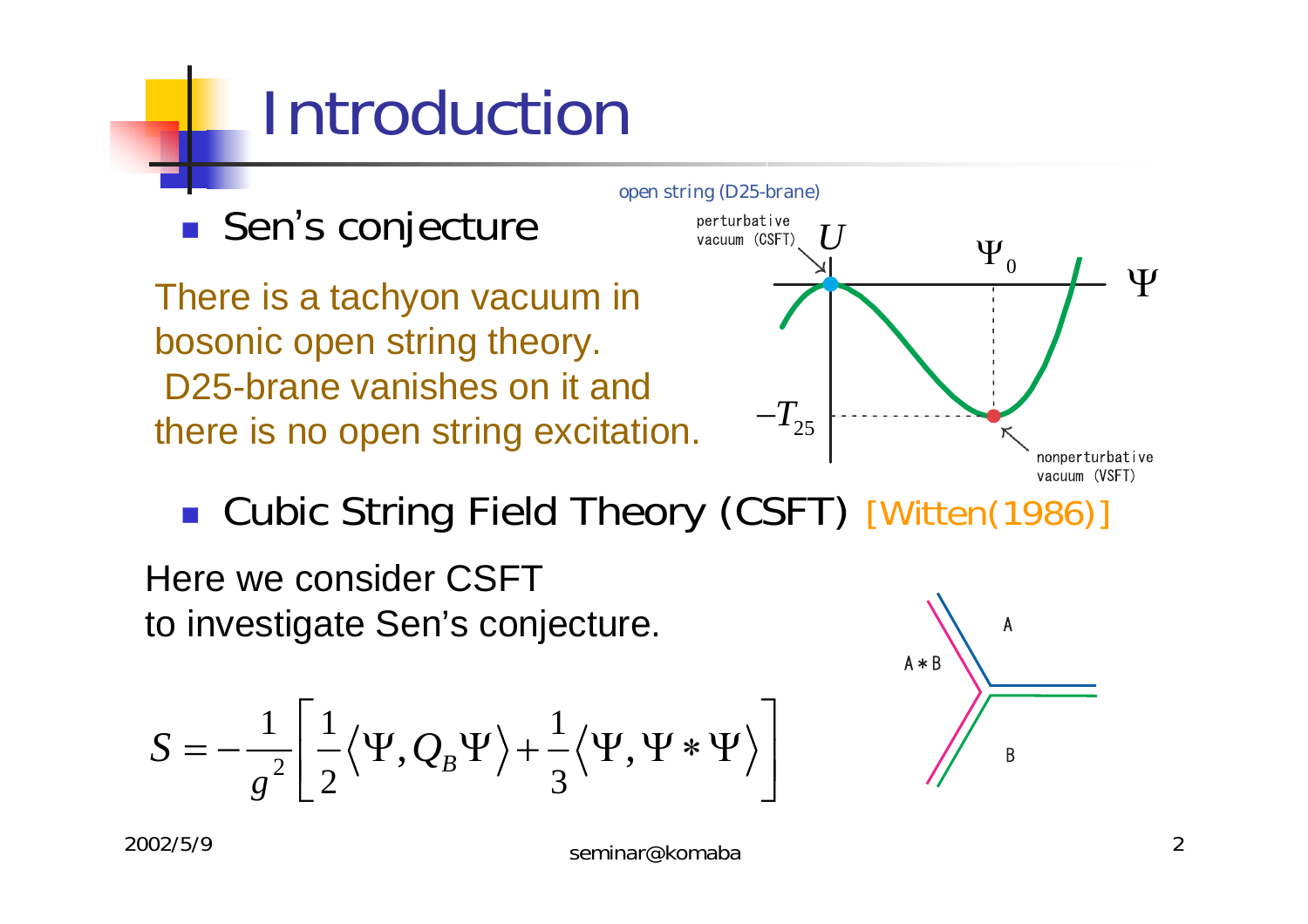# Introduction

- Sen's conjecture

There is a tachyon vacuum in bosonic open string theory. D25-brane vanishes on it and there is no open string excitation.

open string (D25-brane)

perturbative vacuum (CSFT)

$U$

$\Psi_0$

$\Psi$

$-T_{25}$

nonperturbative vacuum (VSFT)

- Cubic String Field Theory (CSFT) [Witten(1986)]

Here we consider CSFT to investigate Sen's conjecture.

$$S = -\frac{1}{g^2}\left[\frac{1}{2}\langle \Psi, Q_B \Psi \rangle + \frac{1}{3}\langle \Psi, \Psi * \Psi \rangle\right]$$

A

A∗B

B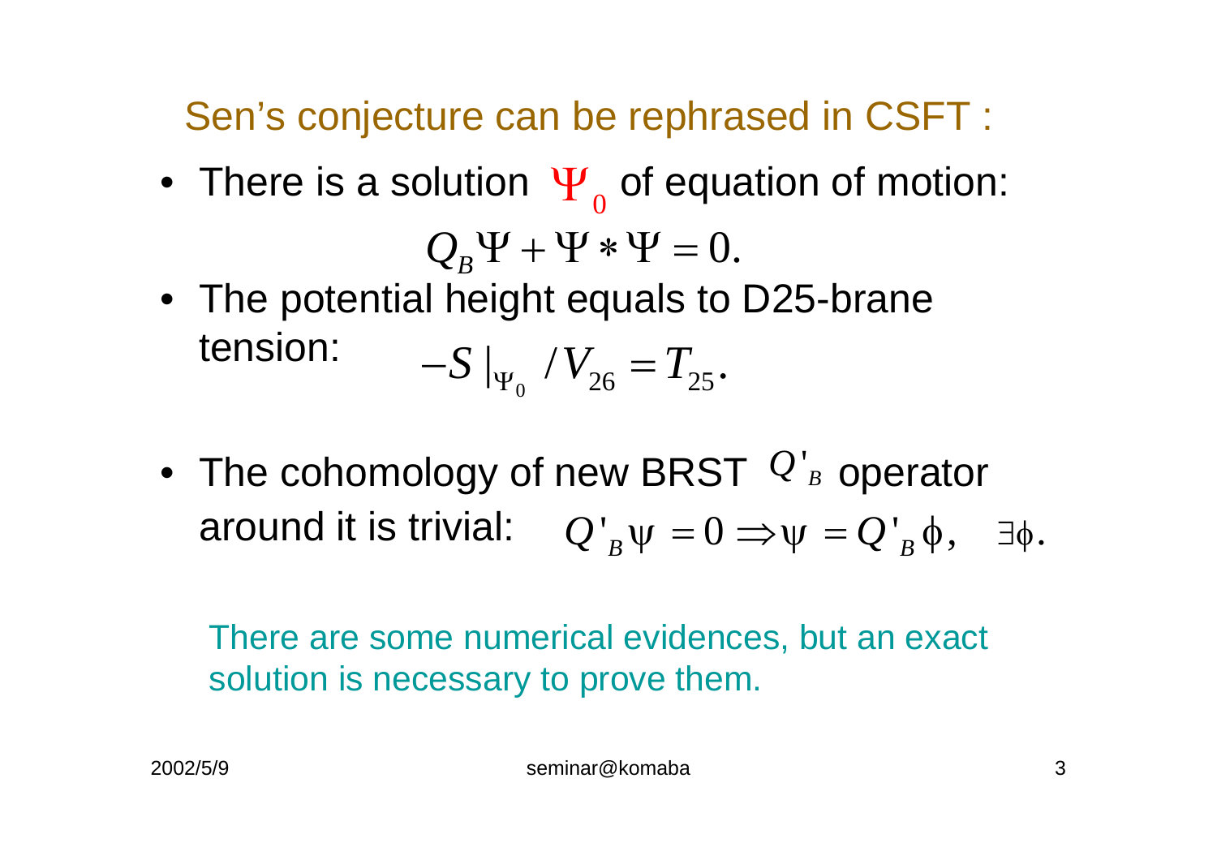## Sen's conjecture can be rephrased in CSFT :

- There is a solution $\Psi_0$ of equation of motion:

$$Q_B\Psi + \Psi * \Psi = 0.$$

- The potential height equals to D25-brane tension: $-S|_{\Psi_0} / V_{26} = T_{25}.$

- The cohomology of new BRST $Q'_B$ operator around it is trivial: $Q'_B\psi = 0 \Rightarrow \psi = Q'_B\phi, \quad \exists\phi.$

There are some numerical evidences, but an exact solution is necessary to prove them.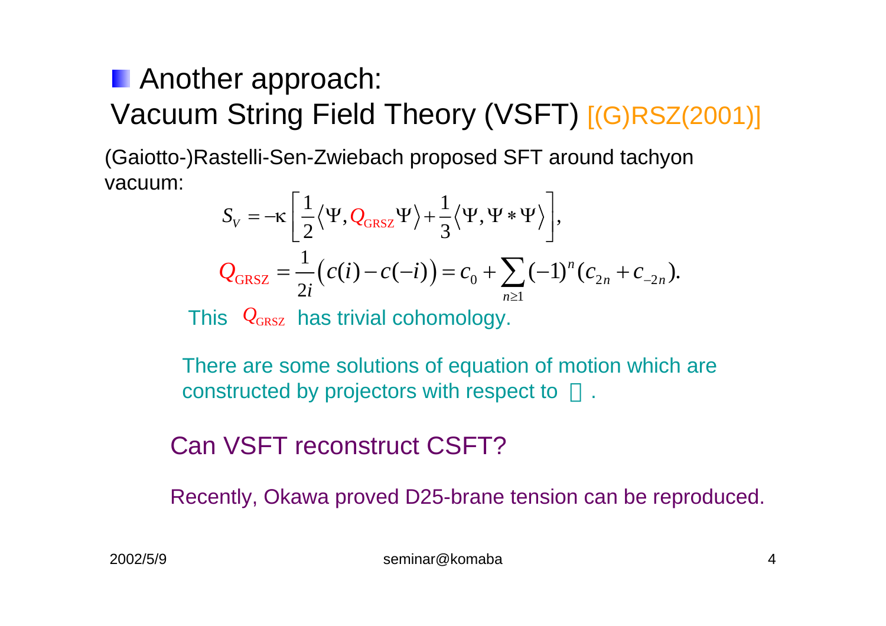## Another approach: Vacuum String Field Theory (VSFT) [(G)RSZ(2001)]

(Gaiotto-)Rastelli-Sen-Zwiebach proposed SFT around tachyon vacuum:

$$S_V = -\kappa\left[\frac{1}{2}\langle\Psi, Q_{\rm GRSZ}\Psi\rangle + \frac{1}{3}\langle\Psi, \Psi * \Psi\rangle\right],$$

$$Q_{\rm GRSZ} = \frac{1}{2i}\big(c(i) - c(-i)\big) = c_0 + \sum_{n\geq 1}(-1)^n(c_{2n} + c_{-2n}).$$

This $Q_{\rm GRSZ}$ has trivial cohomology.

There are some solutions of equation of motion which are constructed by projectors with respect to ∗.

Can VSFT reconstruct CSFT?

Recently, Okawa proved D25-brane tension can be reproduced.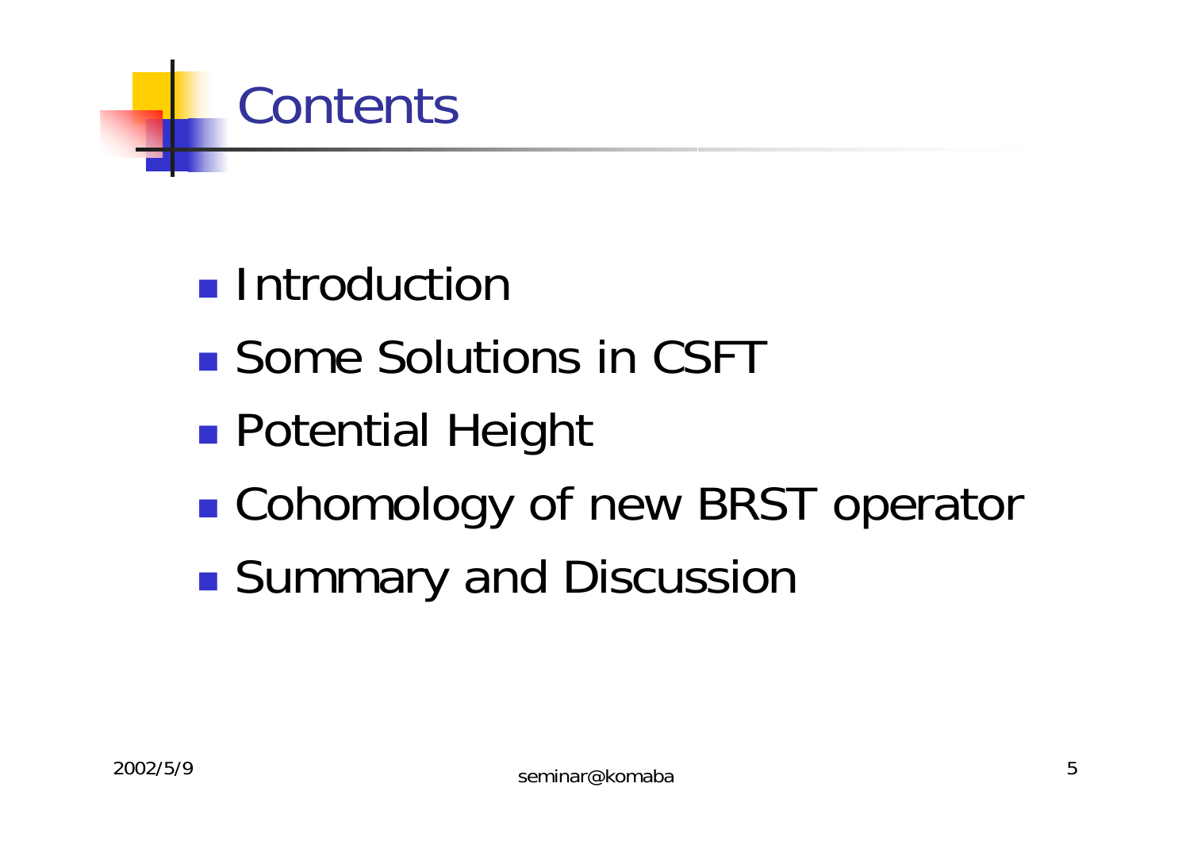# Contents

- Introduction
- Some Solutions in CSFT
- Potential Height
- Cohomology of new BRST operator
- Summary and Discussion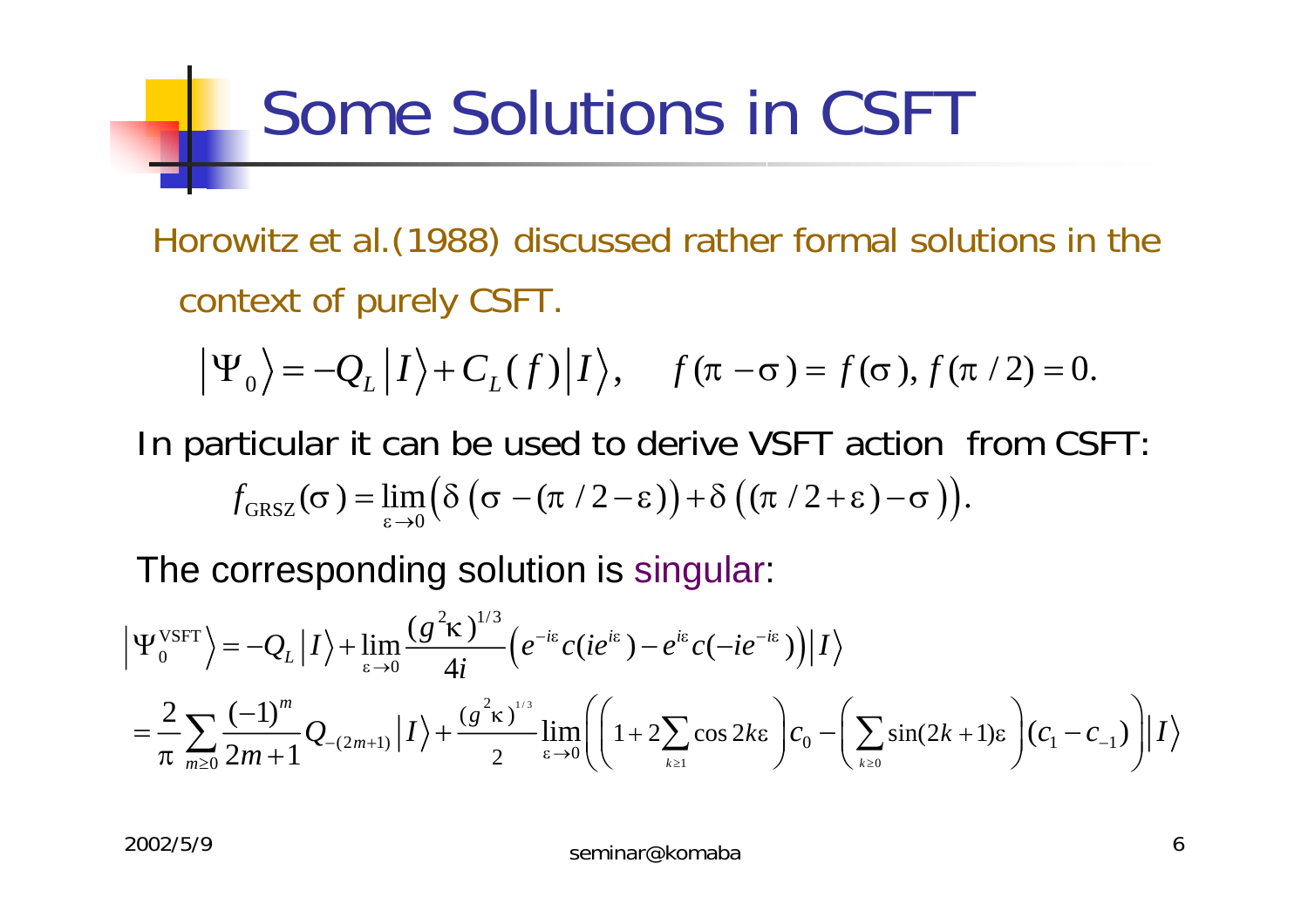# Some Solutions in CSFT

Horowitz et al.(1988) discussed rather formal solutions in the context of purely CSFT.

$$\left|\Psi_0\right\rangle = -Q_L\left|I\right\rangle + C_L(f)\left|I\right\rangle, \quad f(\pi-\sigma)=f(\sigma), f(\pi/2)=0.$$

In particular it can be used to derive VSFT action from CSFT:

$$f_{\mathrm{GRSZ}}(\sigma)=\lim_{\varepsilon\to 0}\Big(\delta\left(\sigma-(\pi/2-\varepsilon)\right)+\delta\left((\pi/2+\varepsilon)-\sigma\right)\Big).$$

The corresponding solution is singular:

$$\begin{aligned}
\left|\Psi_0^{\mathrm{VSFT}}\right\rangle &= -Q_L\left|I\right\rangle + \lim_{\varepsilon\to 0}\frac{(g^2\kappa)^{1/3}}{4i}\left(e^{-i\varepsilon}c(ie^{i\varepsilon})-e^{i\varepsilon}c(-ie^{-i\varepsilon})\right)\left|I\right\rangle \\
&= \frac{2}{\pi}\sum_{m\geq 0}\frac{(-1)^m}{2m+1}Q_{-(2m+1)}\left|I\right\rangle + \frac{(g^2\kappa)^{1/3}}{2}\lim_{\varepsilon\to 0}\left(\left(1+2\sum_{k\geq 1}\cos 2k\varepsilon\right)c_0-\left(\sum_{k\geq 0}\sin(2k+1)\varepsilon\right)(c_1-c_{-1})\right)\left|I\right\rangle
\end{aligned}$$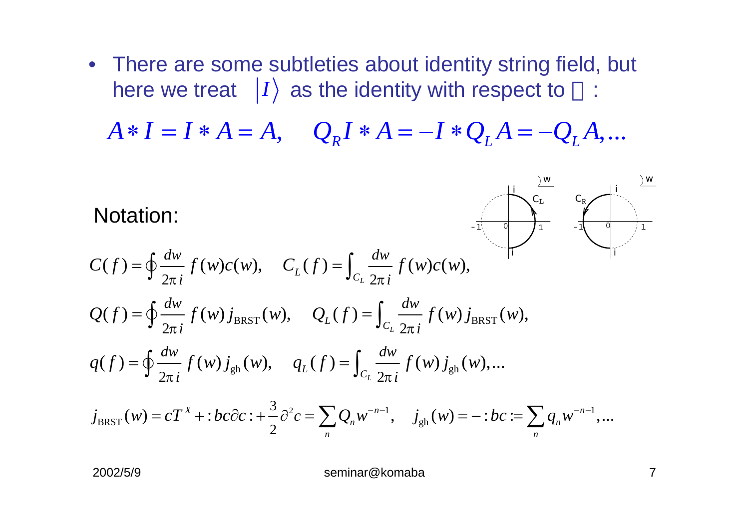- There are some subtleties about identity string field, but here we treat $|I\rangle$ as the identity with respect to $*$ :

$$A * I = I * A = A, \quad Q_R I * A = -I * Q_L A = -Q_L A, \ldots$$

Notation:

$$C(f) = \oint \frac{dw}{2\pi i} f(w) c(w), \quad C_L(f) = \int_{C_L} \frac{dw}{2\pi i} f(w) c(w),$$

$$Q(f) = \oint \frac{dw}{2\pi i} f(w) j_{\mathrm{BRST}}(w), \quad Q_L(f) = \int_{C_L} \frac{dw}{2\pi i} f(w) j_{\mathrm{BRST}}(w),$$

$$q(f) = \oint \frac{dw}{2\pi i} f(w) j_{\mathrm{gh}}(w), \quad q_L(f) = \int_{C_L} \frac{dw}{2\pi i} f(w) j_{\mathrm{gh}}(w), \ldots$$

$$j_{\mathrm{BRST}}(w) = cT^X + :bc\partial c: + \frac{3}{2}\partial^2 c = \sum_n Q_n w^{-n-1}, \quad j_{\mathrm{gh}}(w) = -:bc: = \sum_n q_n w^{-n-1}, \ldots$$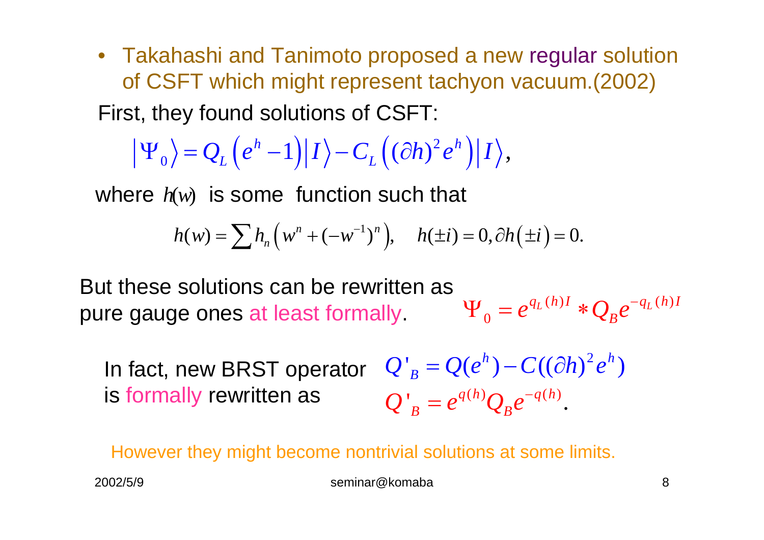- Takahashi and Tanimoto proposed a new regular solution of CSFT which might represent tachyon vacuum.(2002)

First, they found solutions of CSFT:

$$\left|\Psi_0\right\rangle = Q_L\left(e^h - 1\right)\left|I\right\rangle - C_L\left((\partial h)^2 e^h\right)\left|I\right\rangle,$$

where $h(w)$ is some function such that

$$h(w) = \sum h_n\left(w^n + (-w^{-1})^n\right), \quad h(\pm i) = 0, \partial h\left(\pm i\right) = 0.$$

But these solutions can be rewritten as pure gauge ones at least formally.

$$\Psi_0 = e^{q_L(h)I} * Q_B e^{-q_L(h)I}$$

In fact, new BRST operator is formally rewritten as

$$Q'_B = Q(e^h) - C((\partial h)^2 e^h)$$

$$Q'_B = e^{q(h)} Q_B e^{-q(h)}.$$

However they might become nontrivial solutions at some limits.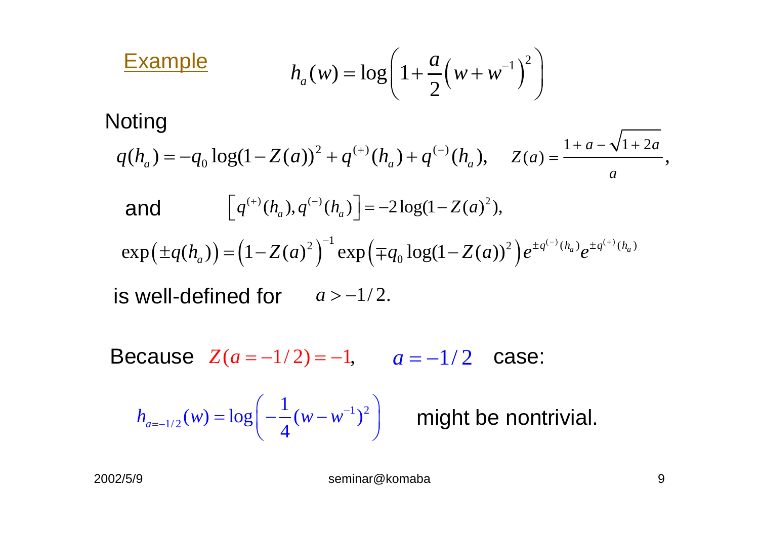## Example

$$h_a(w) = \log\left(1 + \frac{a}{2}\left(w + w^{-1}\right)^2\right)$$

Noting

$$q(h_a) = -q_0 \log(1 - Z(a))^2 + q^{(+)}(h_a) + q^{(-)}(h_a), \qquad Z(a) = \frac{1 + a - \sqrt{1+2a}}{a},$$

and $\quad \left[q^{(+)}(h_a), q^{(-)}(h_a)\right] = -2\log(1 - Z(a)^2),$

$$\exp\left(\pm q(h_a)\right) = \left(1 - Z(a)^2\right)^{-1} \exp\left(\mp q_0 \log(1 - Z(a))^2\right) e^{\pm q^{(-)}(h_a)} e^{\pm q^{(+)}(h_a)}$$

is well-defined for $\quad a > -1/2.$

Because $Z(a = -1/2) = -1$, $\quad a = -1/2$ case:

$$h_{a=-1/2}(w) = \log\left(-\frac{1}{4}(w - w^{-1})^2\right)$$

might be nontrivial.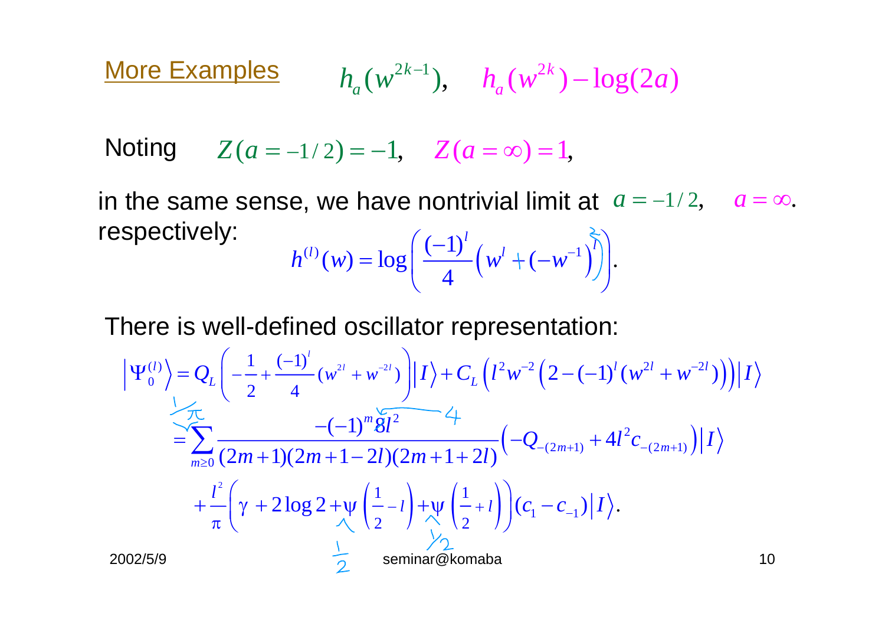## More Examples

$$h_a(w^{2k-1}), \quad h_a(w^{2k}) - \log(2a)$$

Noting $Z(a=-1/2) = -1, \quad Z(a=\infty) = 1,$

in the same sense, we have nontrivial limit at $a = -1/2, \quad a = \infty.$ respectively:

$$h^{(l)}(w) = \log\left(\frac{(-1)^l}{4}\left(w^l + (-w^{-1})^l\right)\right).$$

There is well-defined oscillator representation:

$$\left|\Psi_0^{(l)}\right\rangle = Q_L\left(-\frac{1}{2} + \frac{(-1)^l}{4}(w^{2l} + w^{-2l})\right)\left|I\right\rangle + C_L\left(l^2 w^{-2}\left(2 - (-1)^l (w^{2l} + w^{-2l})\right)\right)\left|I\right\rangle$$

$$= \sum_{m\geq 0} \frac{-(-1)^m 8 l^2}{(2m+1)(2m+1-2l)(2m+1+2l)}\left(-Q_{-(2m+1)} + 4l^2 c_{-(2m+1)}\right)\left|I\right\rangle$$

$$+ \frac{l^2}{\pi}\left(\gamma + 2\log 2 + \psi\left(\frac{1}{2} - l\right) + \psi\left(\frac{1}{2} + l\right)\right)(c_1 - c_{-1})\left|I\right\rangle.$$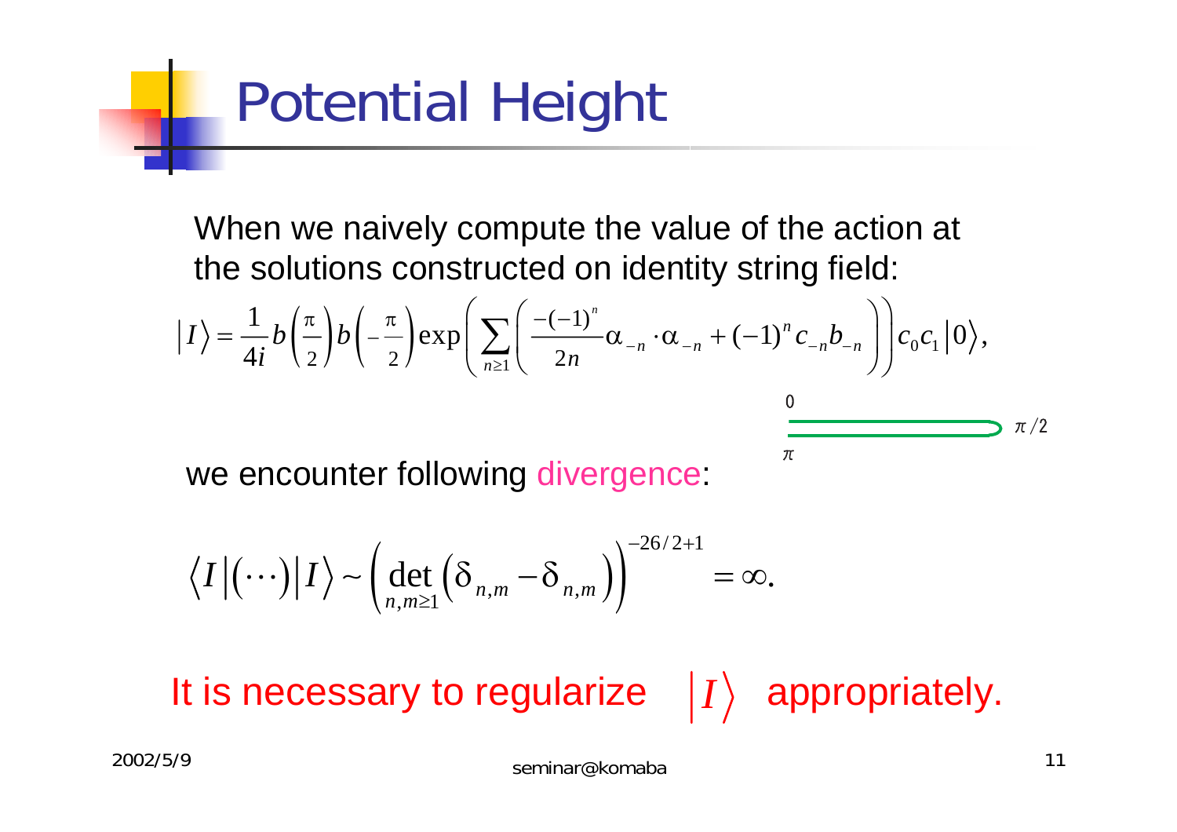# Potential Height

When we naively compute the value of the action at the solutions constructed on identity string field:

$$|I\rangle = \frac{1}{4i} b\left(\frac{\pi}{2}\right) b\left(-\frac{\pi}{2}\right) \exp\left( \sum_{n\geq 1} \left( \frac{-(-1)^n}{2n} \alpha_{-n} \cdot \alpha_{-n} + (-1)^n c_{-n} b_{-n} \right) \right) c_0 c_1 |0\rangle,$$

0

$\pi/2$

$\pi$

we encounter following divergence:

$$\langle I | (\cdots) | I \rangle \sim \left( \det_{n,m\geq 1} \left( \delta_{n,m} - \delta_{n,m} \right) \right)^{-26/2+1} = \infty.$$

It is necessary to regularize $|I\rangle$ appropriately.

2002/5/9 seminar@komaba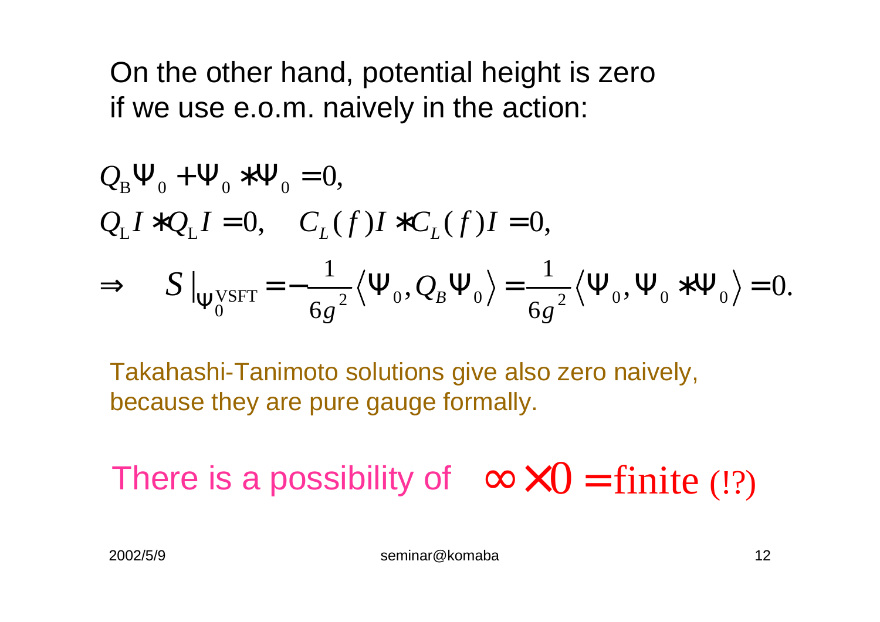On the other hand, potential height is zero if we use e.o.m. naively in the action:

$$Q_{\mathrm{B}}\Psi_0 + \Psi_0 * \Psi_0 = 0,$$

$$Q_{\mathrm{L}} I * Q_{\mathrm{L}} I = 0, \quad C_L(f) I * C_L(f) I = 0,$$

$$\Rightarrow \quad S|_{\Psi_0^{\mathrm{VSFT}}} = -\frac{1}{6g^2}\langle \Psi_0, Q_B \Psi_0 \rangle = \frac{1}{6g^2}\langle \Psi_0, \Psi_0 * \Psi_0 \rangle = 0.$$

Takahashi-Tanimoto solutions give also zero naively, because they are pure gauge formally.

There is a possibility of $\infty \times 0 = \text{finite (!?)}$

2002/5/9 seminar@komaba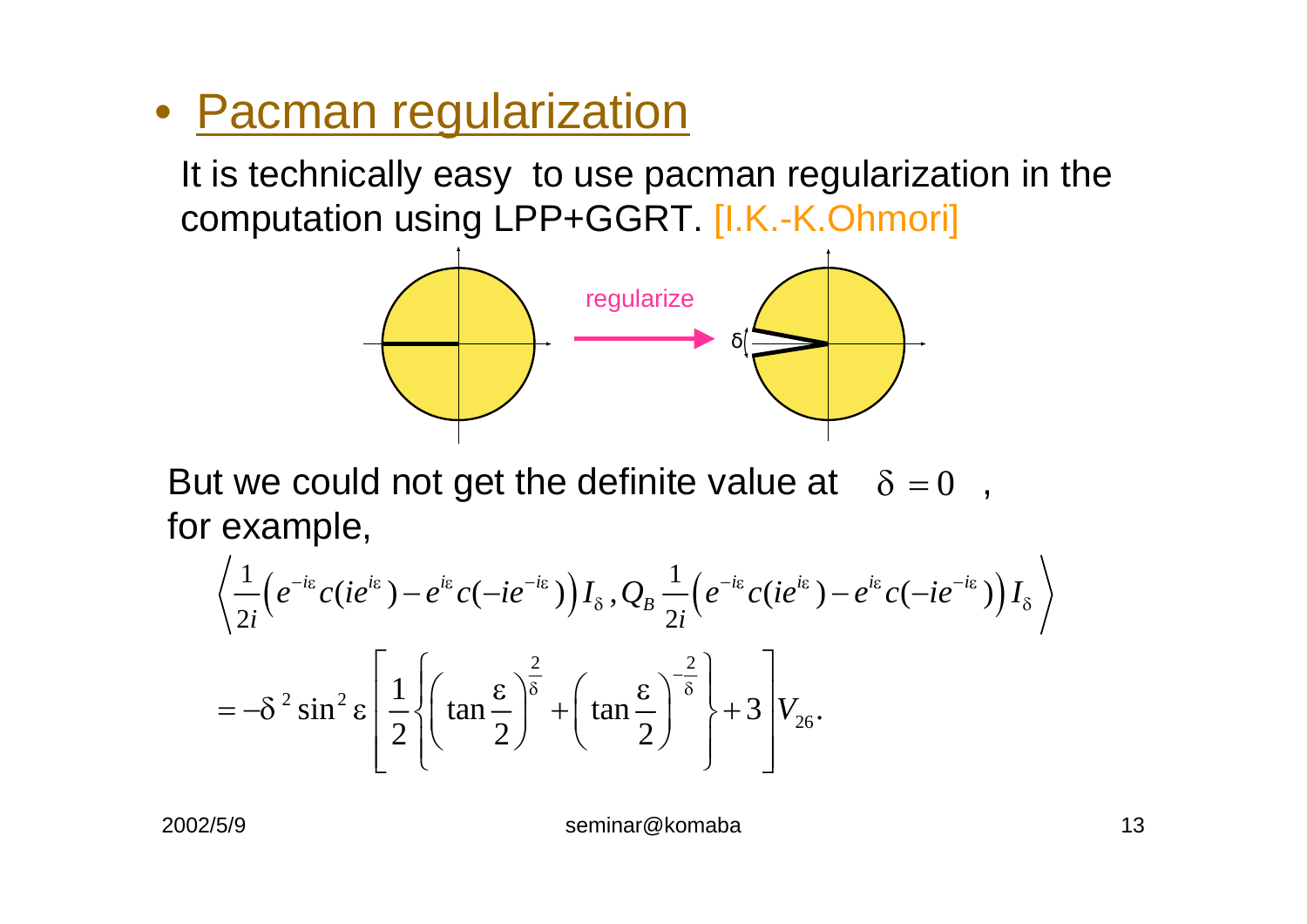- Pacman regularization

It is technically easy to use pacman regularization in the computation using LPP+GGRT. [I.K.-K.Ohmori]

regularize

$\delta$

But we could not get the definite value at $\delta = 0$ , for example,

$$
\left\langle \frac{1}{2i}\left(e^{-i\varepsilon}c(ie^{i\varepsilon}) - e^{i\varepsilon}c(-ie^{-i\varepsilon})\right) I_\delta , Q_B \frac{1}{2i}\left(e^{-i\varepsilon}c(ie^{i\varepsilon}) - e^{i\varepsilon}c(-ie^{-i\varepsilon})\right) I_\delta \right\rangle
$$

$$
= -\delta^2 \sin^2 \varepsilon \left[ \frac{1}{2}\left\{ \left(\tan\frac{\varepsilon}{2}\right)^{\frac{2}{\delta}} + \left(\tan\frac{\varepsilon}{2}\right)^{-\frac{2}{\delta}} \right\} + 3 \right] V_{26}.
$$

2002/5/9 seminar@komaba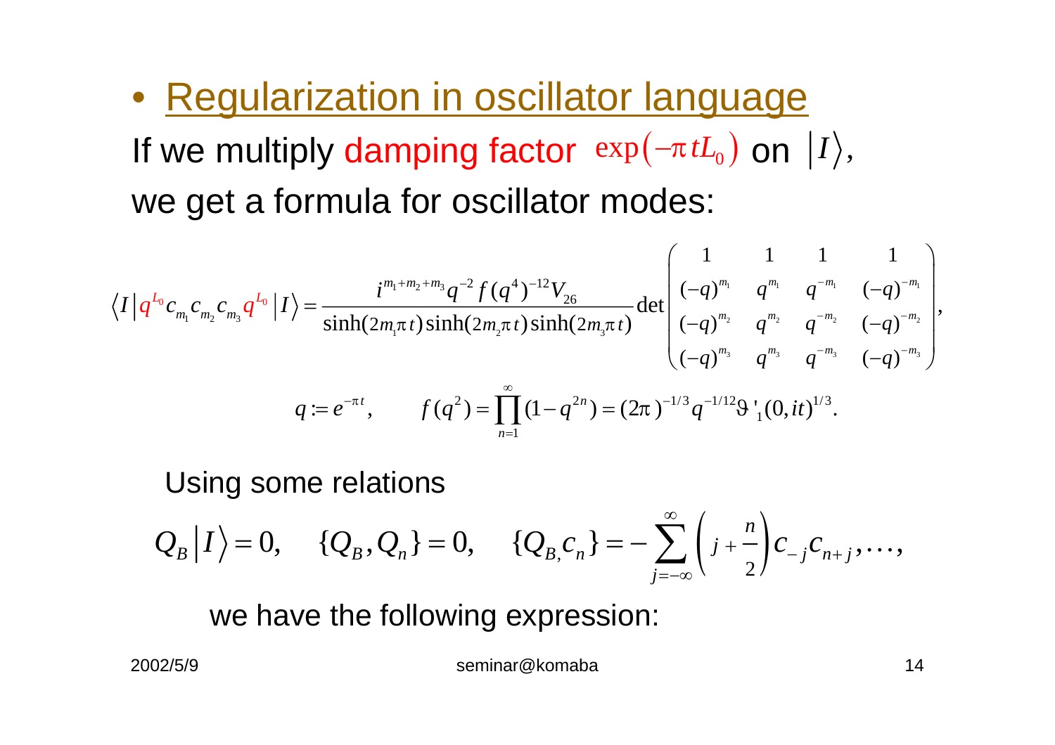- <u>Regularization in oscillator language</u>

If we multiply damping factor $\exp(-\pi t L_0)$ on $|I\rangle$, we get a formula for oscillator modes:

$$\langle I | q^{L_0} c_{m_1} c_{m_2} c_{m_3} q^{L_0} | I \rangle = \frac{i^{m_1+m_2+m_3} q^{-2} f(q^4)^{-12} V_{26}}{\sinh(2m_1\pi t)\sinh(2m_2\pi t)\sinh(2m_3\pi t)} \det \begin{pmatrix} 1 & 1 & 1 & 1 \\ (-q)^{m_1} & q^{m_1} & q^{-m_1} & (-q)^{-m_1} \\ (-q)^{m_2} & q^{m_2} & q^{-m_2} & (-q)^{-m_2} \\ (-q)^{m_3} & q^{m_3} & q^{-m_3} & (-q)^{-m_3} \end{pmatrix},$$

$$q := e^{-\pi t}, \qquad f(q^2) = \prod_{n=1}^{\infty} (1 - q^{2n}) = (2\pi)^{-1/3} q^{-1/12} \vartheta'_1(0, it)^{1/3}.$$

Using some relations

$$Q_B |I\rangle = 0, \quad \{Q_B, Q_n\} = 0, \quad \{Q_B, c_n\} = -\sum_{j=-\infty}^{\infty} \left( j + \frac{n}{2} \right) c_{-j} c_{n+j}, \ldots,$$

we have the following expression: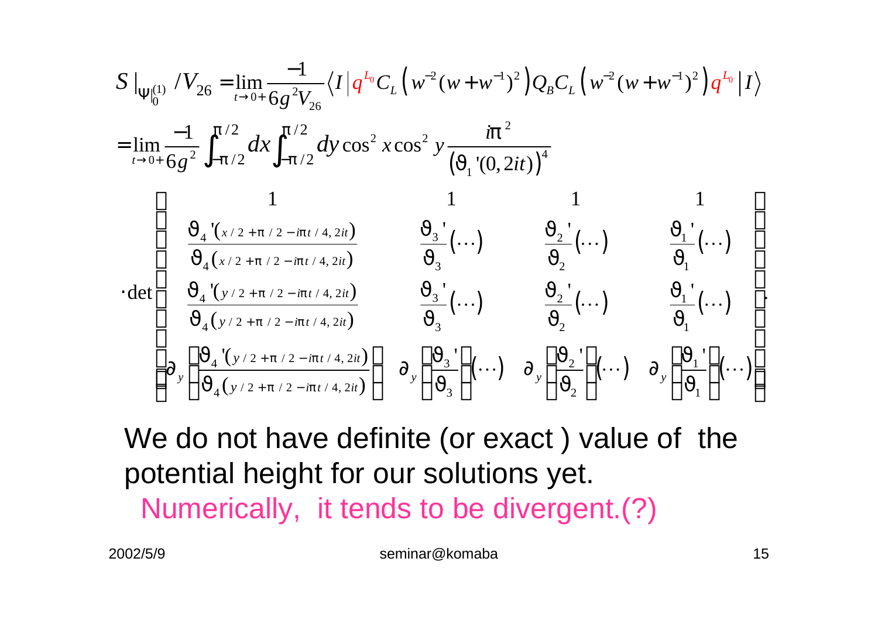$$S|_{\Psi|_0^{(1)}}/V_{26} = \lim_{t\to 0+}\frac{-1}{6g^2 V_{26}}\langle I|q^{L_0}C_L\left(w^{-2}(w+w^{-1})^2\right)Q_B C_L\left(w^{-2}(w+w^{-1})^2\right)q^{L_0}|I\rangle$$

$$=\lim_{t\to 0+}\frac{-1}{6g^2}\int_{-\pi/2}^{\pi/2}dx\int_{-\pi/2}^{\pi/2}dy\cos^2 x\cos^2 y\frac{i\pi^2}{\left(\vartheta_1{}'(0,2it)\right)^4}$$

$$\cdot\det\begin{pmatrix} 1 & 1 & 1 & 1 \\ \dfrac{\vartheta_4{}'(x/2+\pi/2-i\pi t/4,2it)}{\vartheta_4(x/2+\pi/2-i\pi t/4,2it)} & \dfrac{\vartheta_3{}'}{\vartheta_3}(\cdots) & \dfrac{\vartheta_2{}'}{\vartheta_2}(\cdots) & \dfrac{\vartheta_1{}'}{\vartheta_1}(\cdots) \\ \dfrac{\vartheta_4{}'(y/2+\pi/2-i\pi t/4,2it)}{\vartheta_4(y/2+\pi/2-i\pi t/4,2it)} & \dfrac{\vartheta_3{}'}{\vartheta_3}(\cdots) & \dfrac{\vartheta_2{}'}{\vartheta_2}(\cdots) & \dfrac{\vartheta_1{}'}{\vartheta_1}(\cdots) \\ \partial_y\left(\dfrac{\vartheta_4{}'(y/2+\pi/2-i\pi t/4,2it)}{\vartheta_4(y/2+\pi/2-i\pi t/4,2it)}\right) & \partial_y\left(\dfrac{\vartheta_3{}'}{\vartheta_3}\right)(\cdots) & \partial_y\left(\dfrac{\vartheta_2{}'}{\vartheta_2}\right)(\cdots) & \partial_y\left(\dfrac{\vartheta_1{}'}{\vartheta_1}\right)(\cdots) \end{pmatrix}.$$

We do not have definite (or exact ) value of the potential height for our solutions yet.

Numerically, it tends to be divergent.(?)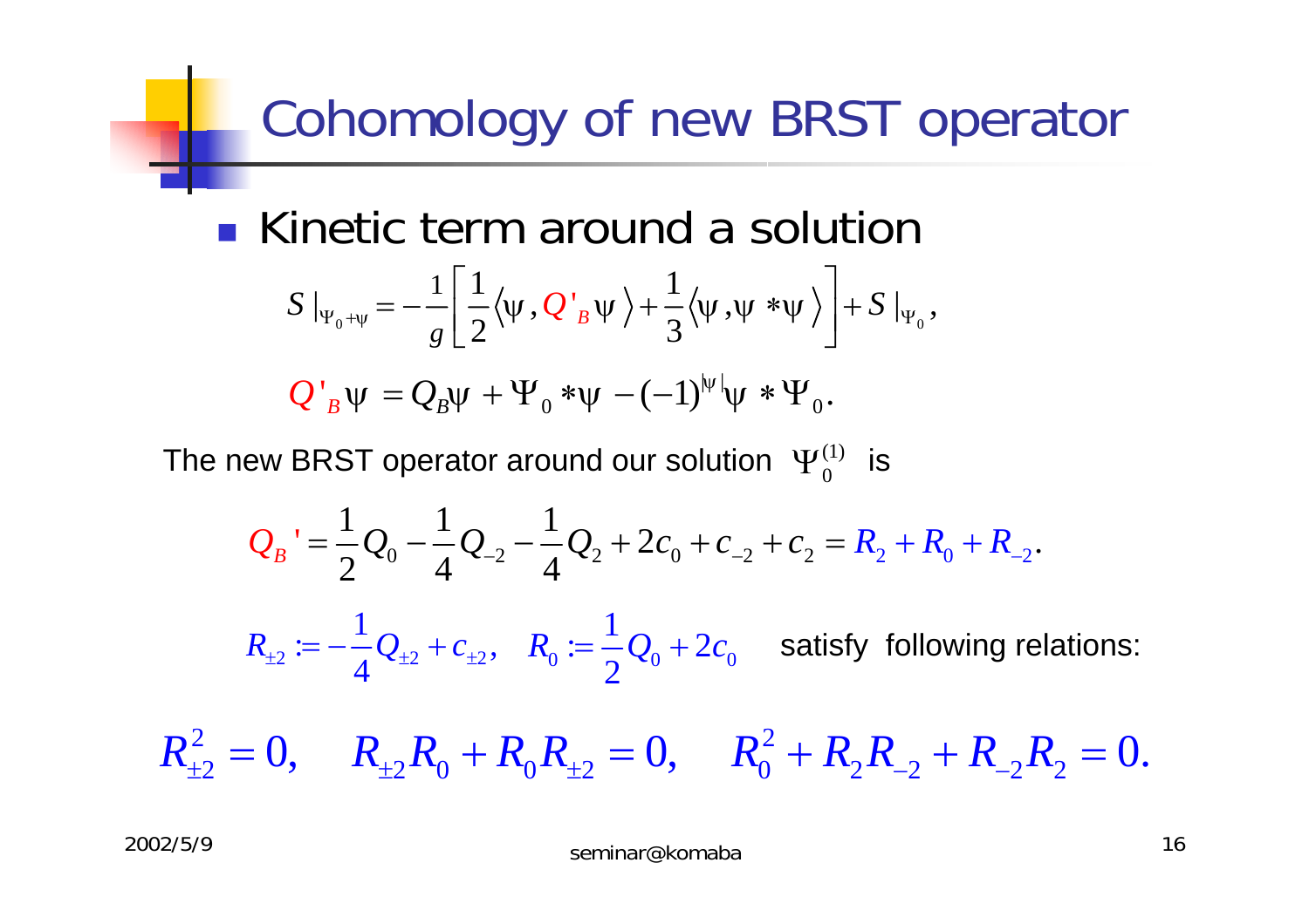# Cohomology of new BRST operator

- Kinetic term around a solution

$$S|_{\Psi_0+\psi} = -\frac{1}{g}\left[\frac{1}{2}\langle \psi, Q'_B \psi\rangle + \frac{1}{3}\langle \psi, \psi * \psi\rangle\right] + S|_{\Psi_0},$$

$$Q'_B \psi = Q_B \psi + \Psi_0 * \psi - (-1)^{|\psi|} \psi * \Psi_0.$$

The new BRST operator around our solution $\Psi_0^{(1)}$ is

$$Q_B' = \frac{1}{2}Q_0 - \frac{1}{4}Q_{-2} - \frac{1}{4}Q_2 + 2c_0 + c_{-2} + c_2 = R_2 + R_0 + R_{-2}.$$

$R_{\pm 2} := -\frac{1}{4}Q_{\pm 2} + c_{\pm 2}, \quad R_0 := \frac{1}{2}Q_0 + 2c_0$ satisfy following relations:

$$R_{\pm 2}^2 = 0, \quad R_{\pm 2}R_0 + R_0 R_{\pm 2} = 0, \quad R_0^2 + R_2 R_{-2} + R_{-2}R_2 = 0.$$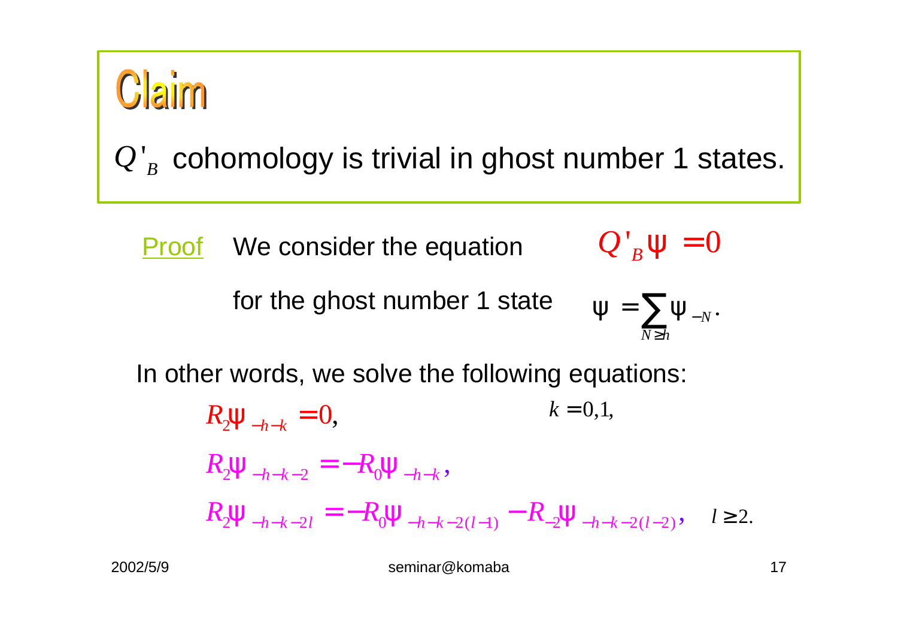# Claim

$Q'_B$ cohomology is trivial in ghost number 1 states.

Proof We consider the equation $Q'_B \Psi = 0$

for the ghost number 1 state $\Psi = \sum_{N \geq h} \Psi_{-N}.$

In other words, we solve the following equations:

$$R_2 \Psi_{-h-k} = 0, \qquad k = 0, 1,$$

$$R_2 \Psi_{-h-k-2} = -R_0 \Psi_{-h-k},$$

$$R_2 \Psi_{-h-k-2l} = -R_0 \Psi_{-h-k-2(l-1)} - R_{-2} \Psi_{-h-k-2(l-2)}, \quad l \geq 2.$$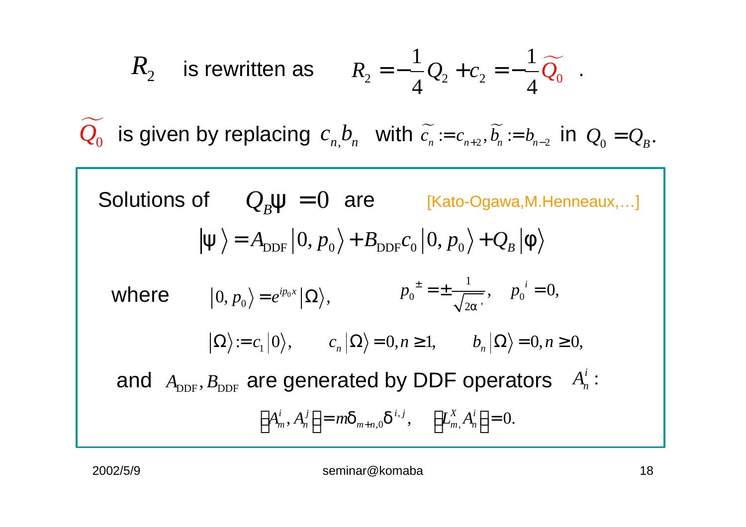$R_2$ is rewritten as $R_2 = -\frac{1}{4} Q_2 + c_2 = -\frac{1}{4} \widetilde{Q_0}$ .

$\widetilde{Q_0}$ is given by replacing $c_n, b_n$ with $\widetilde{c_n} := c_{n+2}, \widetilde{b_n} := b_{n-2}$ in $Q_0 = Q_B$.

Solutions of $Q_B \psi = 0$ are [Kato-Ogawa,M.Henneaux,…]

$$|\psi\rangle = A_{\mathrm{DDF}} |0, p_0\rangle + B_{\mathrm{DDF}} c_0 |0, p_0\rangle + Q_B |\phi\rangle$$

where $|0, p_0\rangle = e^{ip_0 x} |\Omega\rangle$, $\quad p_0^{\pm} = \pm \frac{1}{\sqrt{2\alpha'}}, \quad p_0^{i} = 0,$

$$|\Omega\rangle := c_1 |0\rangle, \qquad c_n |\Omega\rangle = 0, n \geq 1, \qquad b_n |\Omega\rangle = 0, n \geq 0,$$

and $A_{\mathrm{DDF}}, B_{\mathrm{DDF}}$ are generated by DDF operators $A_n^i$ :

$$[A_m^i, A_n^j] = m \delta_{m+n,0} \delta^{i,j}, \qquad [L_m^X, A_n^i] = 0.$$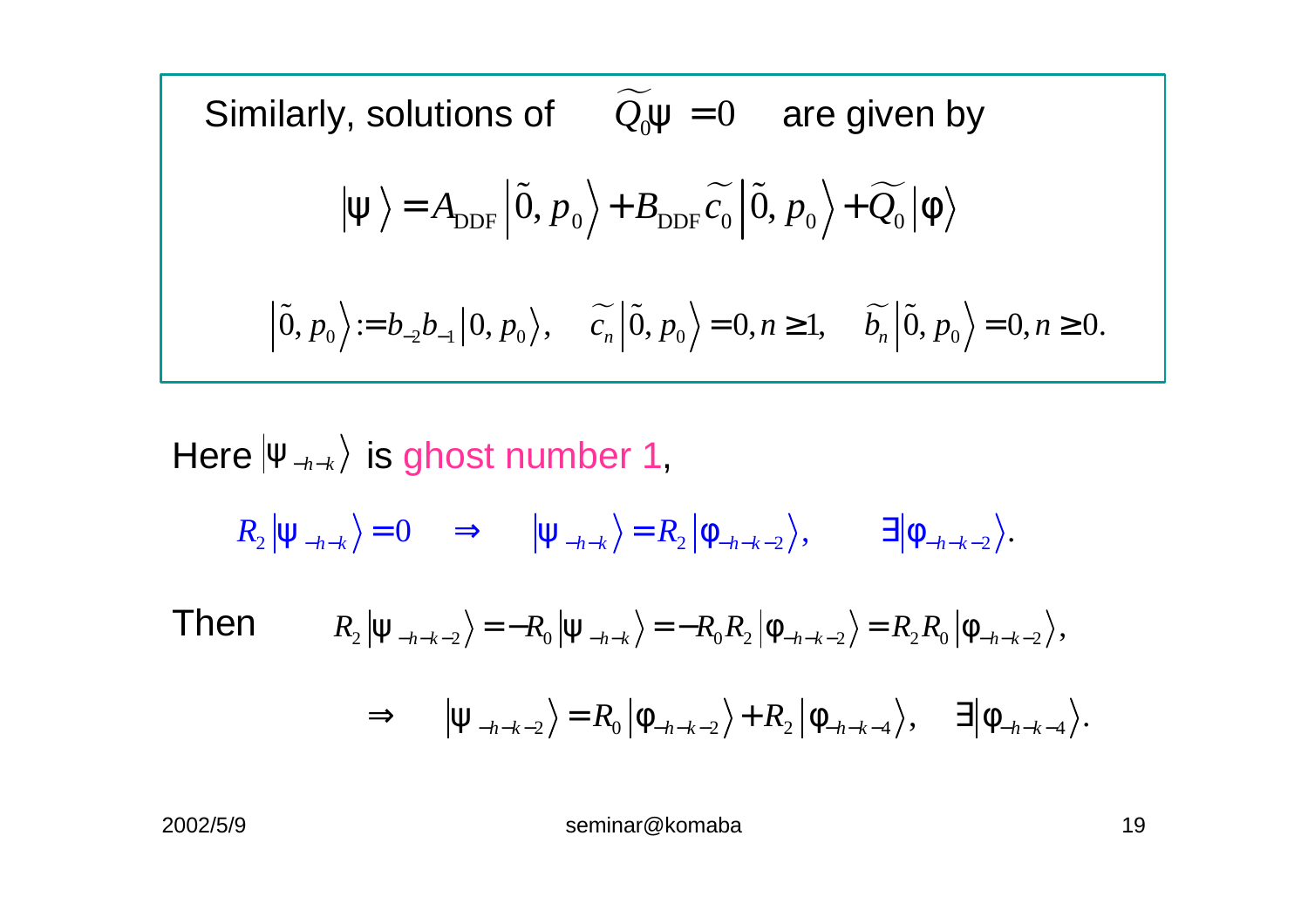Similarly, solutions of $\widetilde{Q_0}\psi = 0$ are given by

$$|\psi\rangle = A_{\mathrm{DDF}} \left|\tilde{0}, p_0\right\rangle + B_{\mathrm{DDF}} \widetilde{c_0} \left|\tilde{0}, p_0\right\rangle + \widetilde{Q_0} |\varphi\rangle$$

$$\left|\tilde{0}, p_0\right\rangle := b_{-2} b_{-1} \left|0, p_0\right\rangle, \quad \widetilde{c_n} \left|\tilde{0}, p_0\right\rangle = 0, n \geq 1, \quad \widetilde{b_n} \left|\tilde{0}, p_0\right\rangle = 0, n \geq 0.$$

Here $|\psi_{-h-k}\rangle$ is ghost number 1,

$$R_2 |\psi_{-h-k}\rangle = 0 \quad \Rightarrow \quad |\psi_{-h-k}\rangle = R_2 |\varphi_{-h-k-2}\rangle, \qquad \exists |\varphi_{-h-k-2}\rangle.$$

Then

$$R_2 |\psi_{-h-k-2}\rangle = -R_0 |\psi_{-h-k}\rangle = -R_0 R_2 |\varphi_{-h-k-2}\rangle = R_2 R_0 |\varphi_{-h-k-2}\rangle,$$

$$\Rightarrow \quad |\psi_{-h-k-2}\rangle = R_0 |\varphi_{-h-k-2}\rangle + R_2 |\varphi_{-h-k-4}\rangle, \quad \exists |\varphi_{-h-k-4}\rangle.$$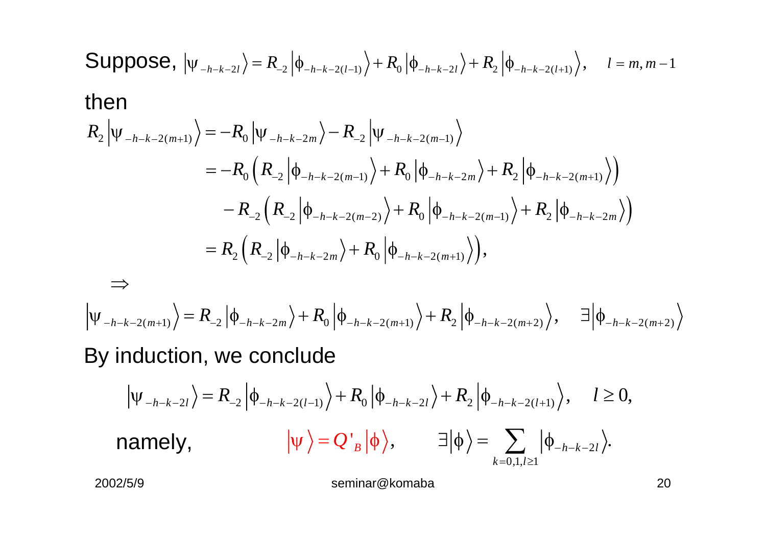Suppose, $\left|\psi_{-h-k-2l}\right\rangle = R_{-2}\left|\phi_{-h-k-2(l-1)}\right\rangle + R_0\left|\phi_{-h-k-2l}\right\rangle + R_2\left|\phi_{-h-k-2(l+1)}\right\rangle, \quad l = m, m-1$

then

$$
\begin{aligned}
R_2\left|\psi_{-h-k-2(m+1)}\right\rangle &= -R_0\left|\psi_{-h-k-2m}\right\rangle - R_{-2}\left|\psi_{-h-k-2(m-1)}\right\rangle \\
&= -R_0\left(R_{-2}\left|\phi_{-h-k-2(m-1)}\right\rangle + R_0\left|\phi_{-h-k-2m}\right\rangle + R_2\left|\phi_{-h-k-2(m+1)}\right\rangle\right) \\
&\quad - R_{-2}\left(R_{-2}\left|\phi_{-h-k-2(m-2)}\right\rangle + R_0\left|\phi_{-h-k-2(m-1)}\right\rangle + R_2\left|\phi_{-h-k-2m}\right\rangle\right) \\
&= R_2\left(R_{-2}\left|\phi_{-h-k-2m}\right\rangle + R_0\left|\phi_{-h-k-2(m+1)}\right\rangle\right),
\end{aligned}
$$

$\Rightarrow$

$$
\left|\psi_{-h-k-2(m+1)}\right\rangle = R_{-2}\left|\phi_{-h-k-2m}\right\rangle + R_0\left|\phi_{-h-k-2(m+1)}\right\rangle + R_2\left|\phi_{-h-k-2(m+2)}\right\rangle, \quad \exists\left|\phi_{-h-k-2(m+2)}\right\rangle
$$

By induction, we conclude

$$
\left|\psi_{-h-k-2l}\right\rangle = R_{-2}\left|\phi_{-h-k-2(l-1)}\right\rangle + R_0\left|\phi_{-h-k-2l}\right\rangle + R_2\left|\phi_{-h-k-2(l+1)}\right\rangle, \quad l \geq 0,
$$

namely, $\quad \left|\psi\right\rangle = Q'_B\left|\phi\right\rangle, \qquad \exists\left|\phi\right\rangle = \sum_{k=0,1,l\geq 1}\left|\phi_{-h-k-2l}\right\rangle.$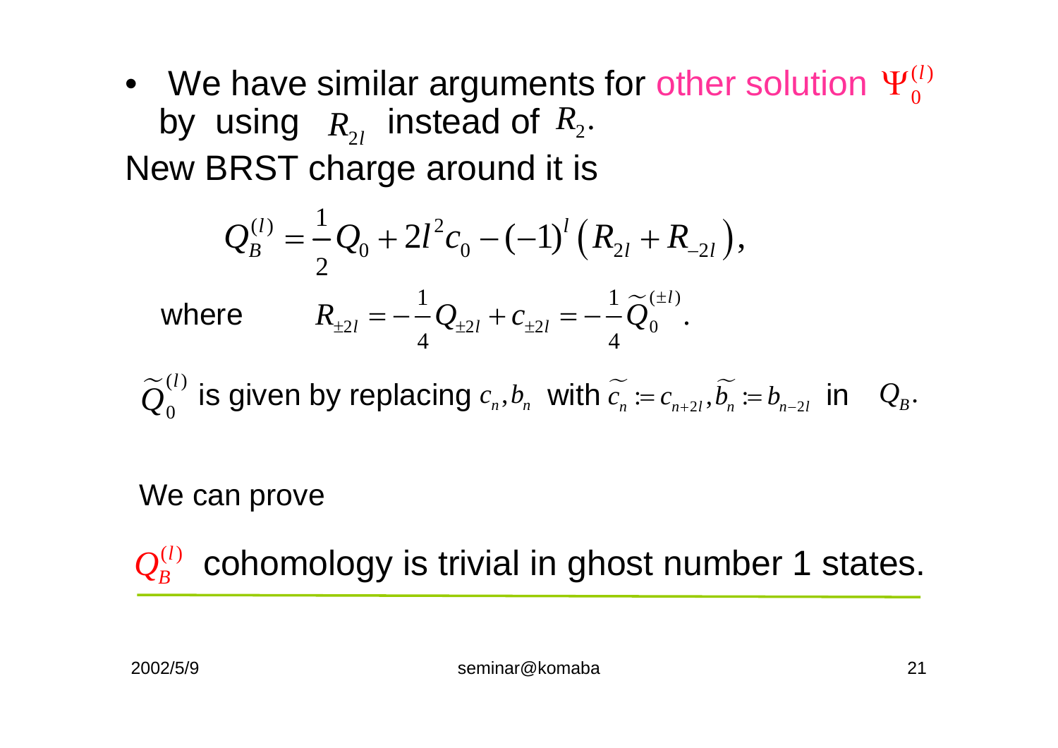- We have similar arguments for other solution $\Psi_0^{(l)}$ by using $R_{2l}$ instead of $R_2$.

New BRST charge around it is

$$Q_B^{(l)} = \frac{1}{2} Q_0 + 2l^2 c_0 - (-1)^l \left( R_{2l} + R_{-2l} \right),$$

where $$R_{\pm 2l} = -\frac{1}{4} Q_{\pm 2l} + c_{\pm 2l} = -\frac{1}{4} \widetilde{Q}_0^{(\pm l)}.$$

$\widetilde{Q}_0^{(l)}$ is given by replacing $c_n, b_n$ with $\widetilde{c_n} := c_{n+2l}, \widetilde{b_n} := b_{n-2l}$ in $Q_B$.

We can prove

$Q_B^{(l)}$ cohomology is trivial in ghost number 1 states.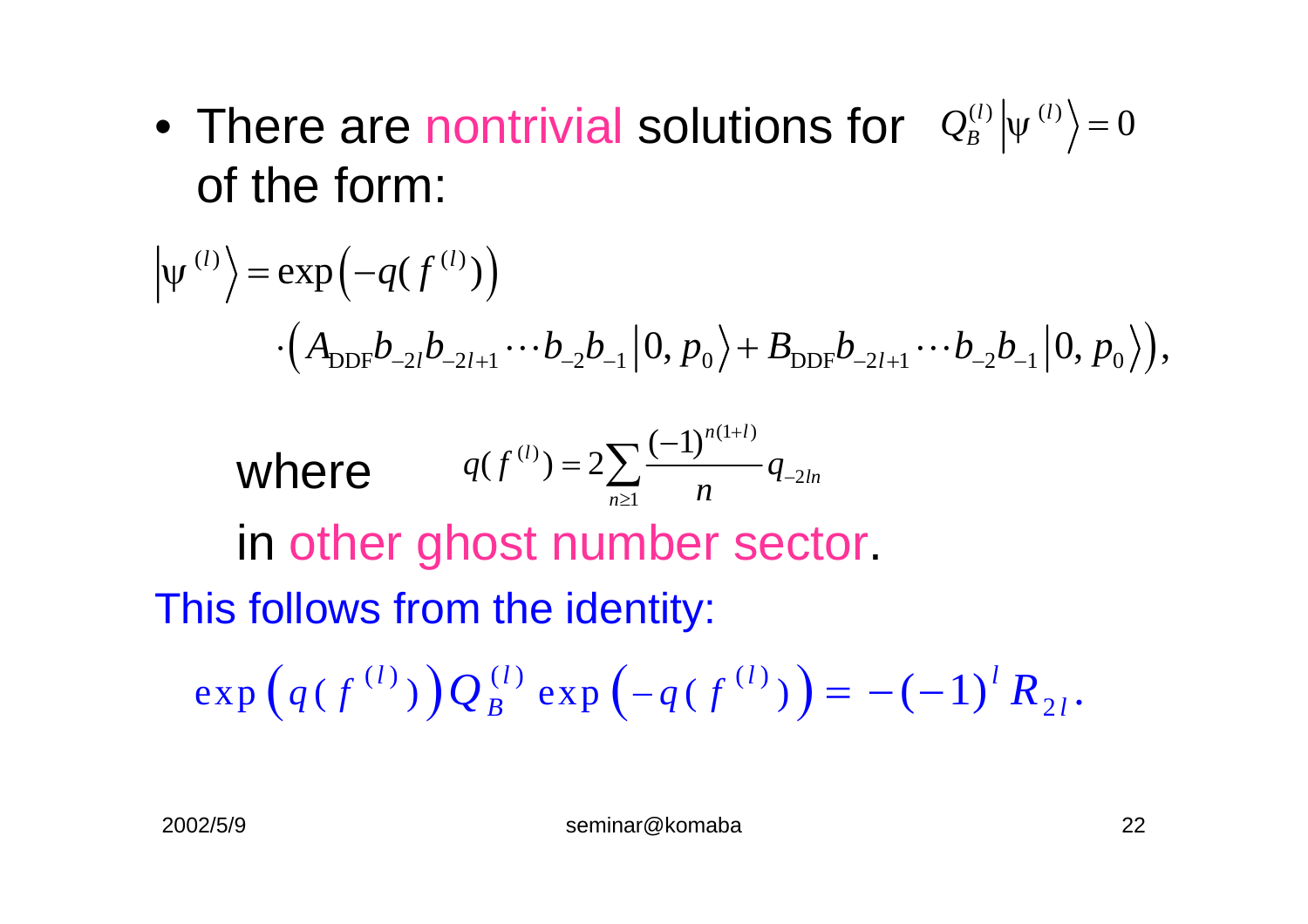- There are nontrivial solutions for $Q_B^{(l)}\left|\psi^{(l)}\right\rangle = 0$ of the form:

$$\left|\psi^{(l)}\right\rangle = \exp\left(-q(f^{(l)})\right)$$

$$\cdot\left(A_{\mathrm{DDF}} b_{-2l} b_{-2l+1} \cdots b_{-2} b_{-1}\left|0, p_0\right\rangle + B_{\mathrm{DDF}} b_{-2l+1} \cdots b_{-2} b_{-1}\left|0, p_0\right\rangle\right),$$

where $\quad q(f^{(l)}) = 2\sum_{n\geq 1}\frac{(-1)^{n(1+l)}}{n} q_{-2ln}$

in other ghost number sector.

This follows from the identity:

$$\exp\left(q(f^{(l)})\right) Q_B^{(l)} \exp\left(-q(f^{(l)})\right) = -(-1)^l R_{2l}.$$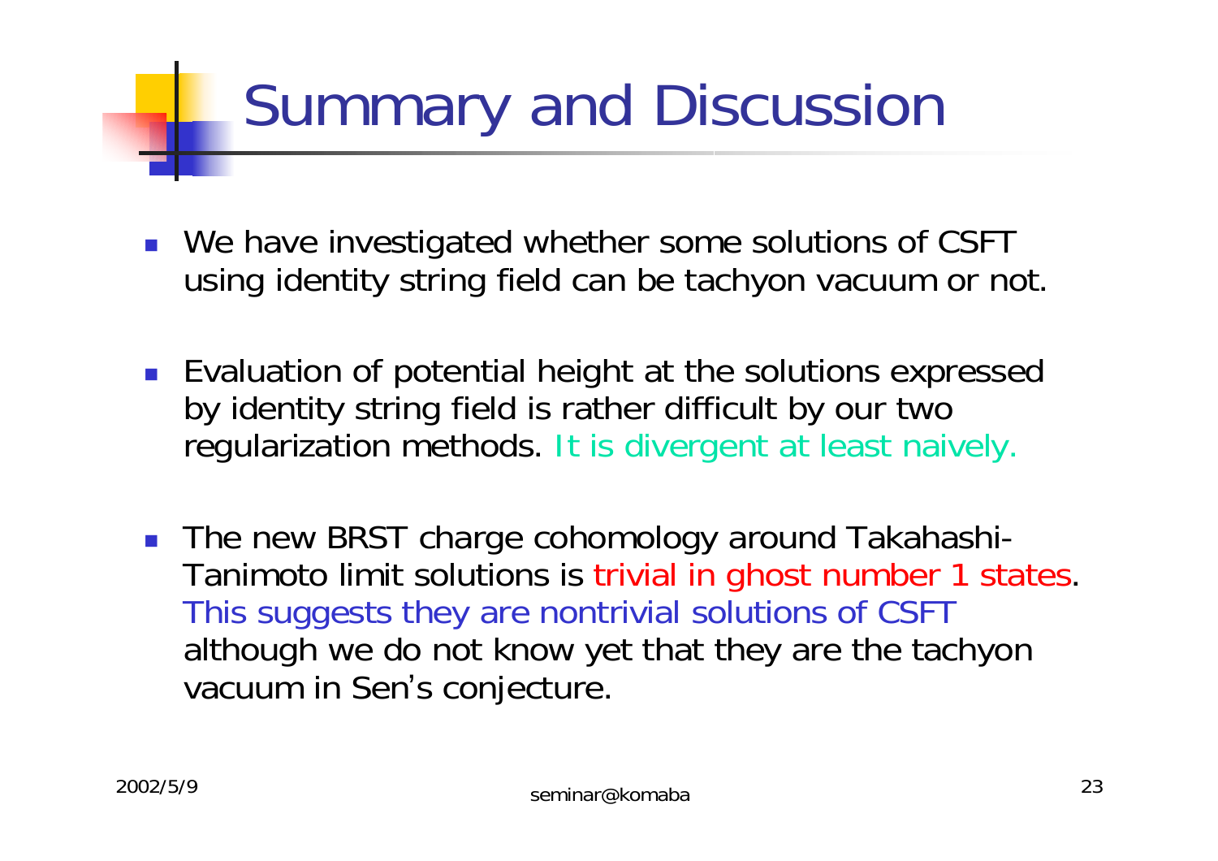# Summary and Discussion

- We have investigated whether some solutions of CSFT using identity string field can be tachyon vacuum or not.

- Evaluation of potential height at the solutions expressed by identity string field is rather difficult by our two regularization methods. It is divergent at least naively.

- The new BRST charge cohomology around Takahashi-Tanimoto limit solutions is trivial in ghost number 1 states. This suggests they are nontrivial solutions of CSFT although we do not know yet that they are the tachyon vacuum in Sen's conjecture.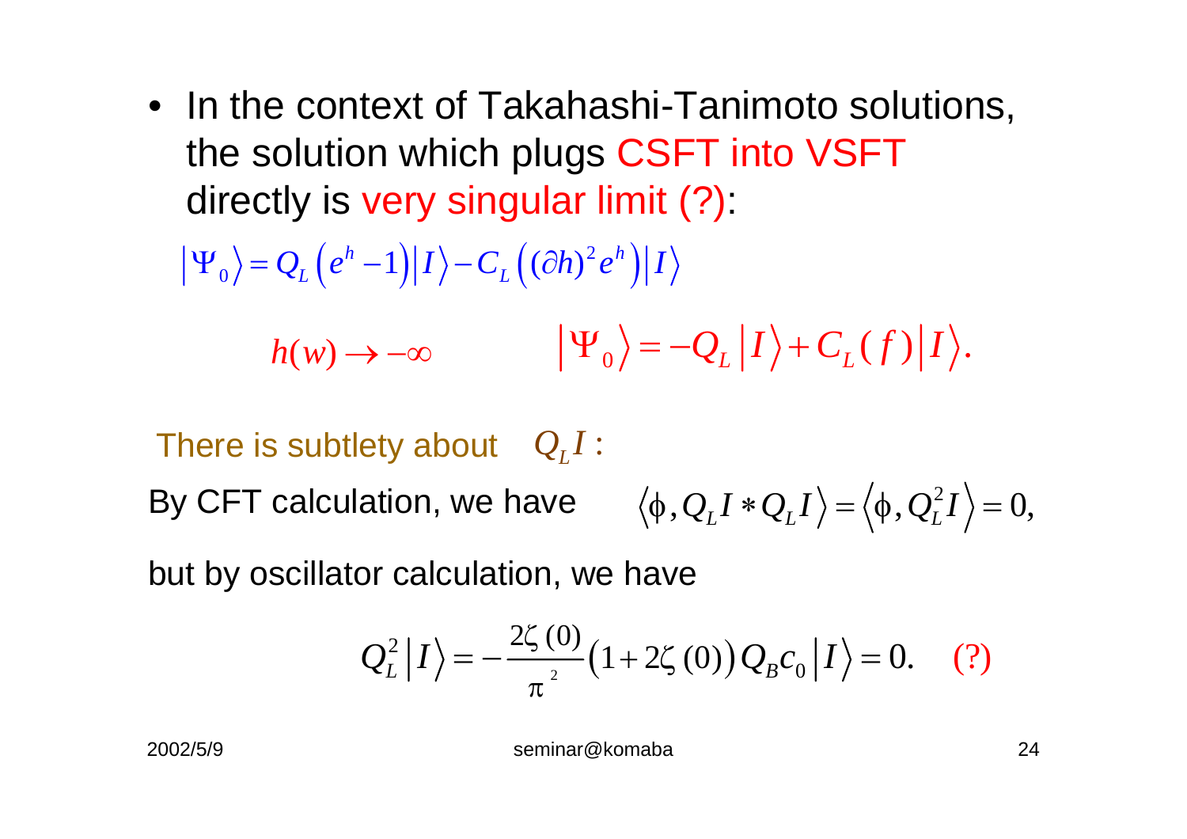- In the context of Takahashi-Tanimoto solutions, the solution which plugs CSFT into VSFT directly is very singular limit (?):

$$\left|\Psi_0\right\rangle = Q_L\left(e^h - 1\right)\left|I\right\rangle - C_L\left((\partial h)^2 e^h\right)\left|I\right\rangle$$

$$h(w) \to -\infty \qquad\qquad \left|\Psi_0\right\rangle = -Q_L\left|I\right\rangle + C_L(f)\left|I\right\rangle.$$

There is subtlety about $Q_L I$ :

By CFT calculation, we have $\left\langle \phi, Q_L I * Q_L I\right\rangle = \left\langle \phi, Q_L^2 I\right\rangle = 0,$

but by oscillator calculation, we have

$$Q_L^2\left|I\right\rangle = -\frac{2\zeta(0)}{\pi^2}\left(1 + 2\zeta(0)\right)Q_B c_0\left|I\right\rangle = 0. \quad (?)$$

2002/5/9 seminar@komaba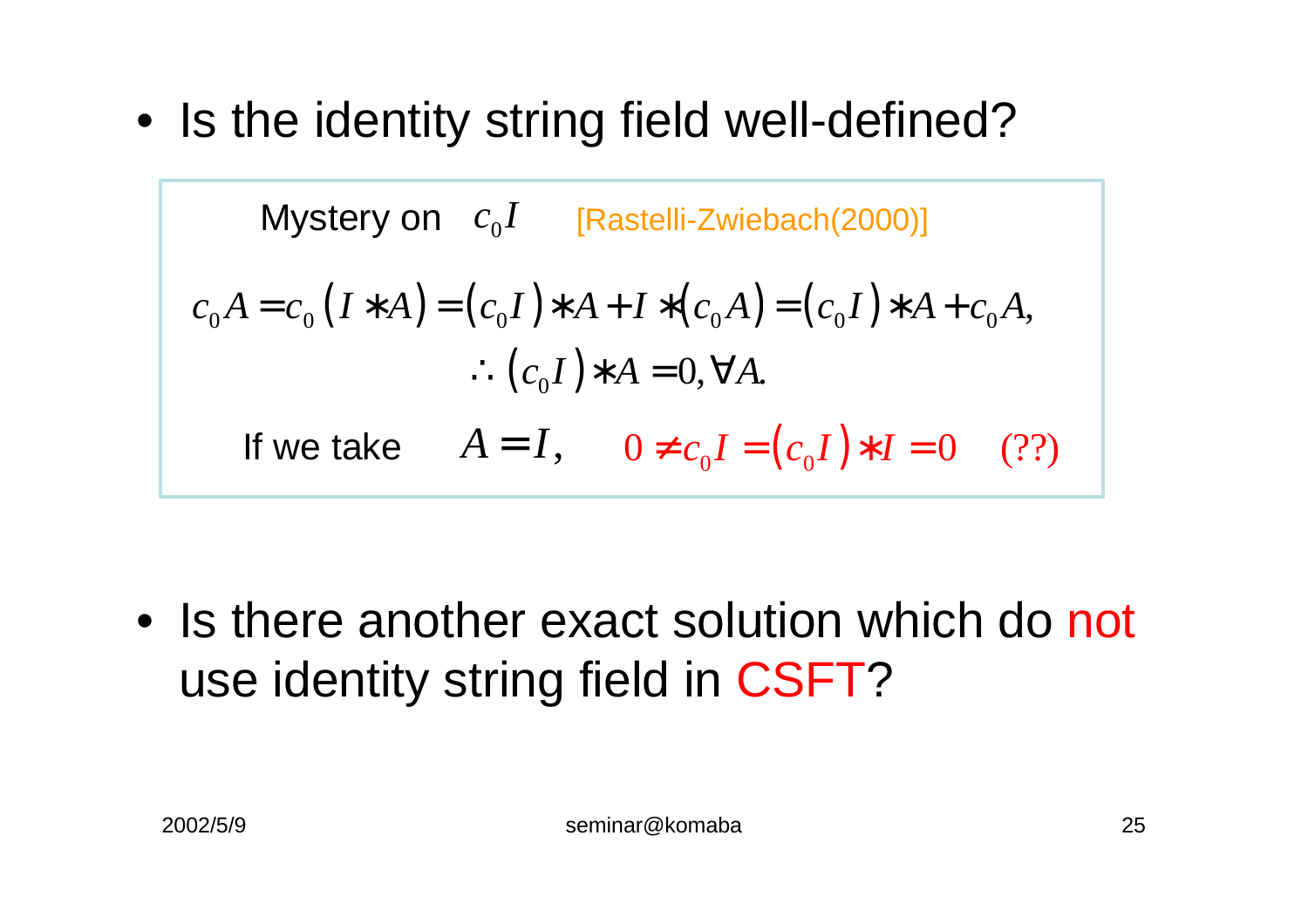- Is the identity string field well-defined?

Mystery on $c_0 I$ [Rastelli-Zwiebach(2000)]

$$c_0 A = c_0 \left( I * A \right) = \left( c_0 I \right) * A + I * \left( c_0 A \right) = \left( c_0 I \right) * A + c_0 A,$$

$$\therefore \left( c_0 I \right) * A = 0, \forall A.$$

If we take $A = I,$ $0 \neq c_0 I = \left( c_0 I \right) * I = 0 \quad (??)$

- Is there another exact solution which do not use identity string field in CSFT?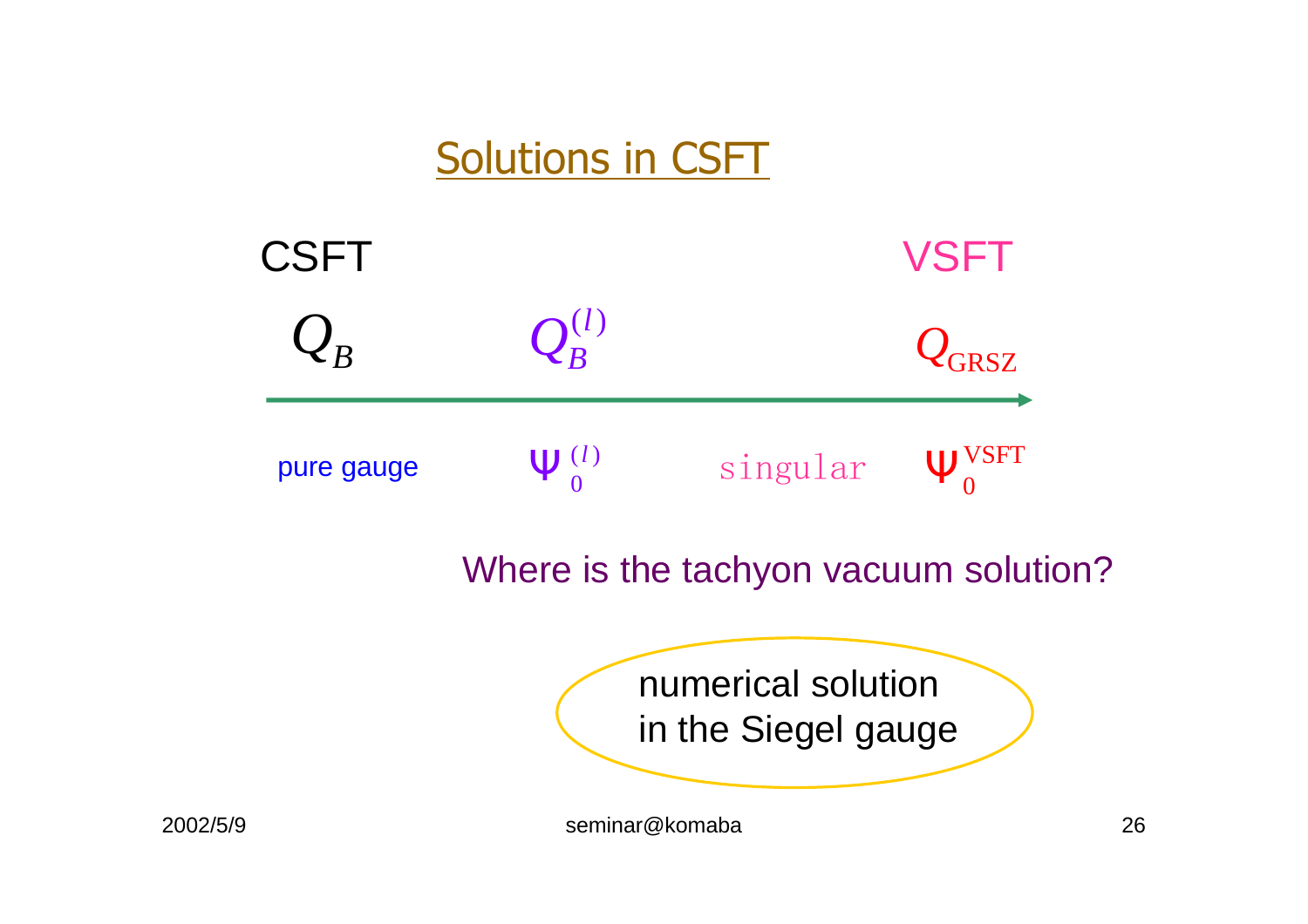# Solutions in CSFT

CSFT

VSFT

$Q_B$

$Q_B^{(l)}$

$Q_{\mathrm{GRSZ}}$

pure gauge

$\Psi_0^{(l)}$

singular

$\Psi_0^{\mathrm{VSFT}}$

Where is the tachyon vacuum solution?

numerical solution
in the Siegel gauge

2002/5/9

seminar@komaba